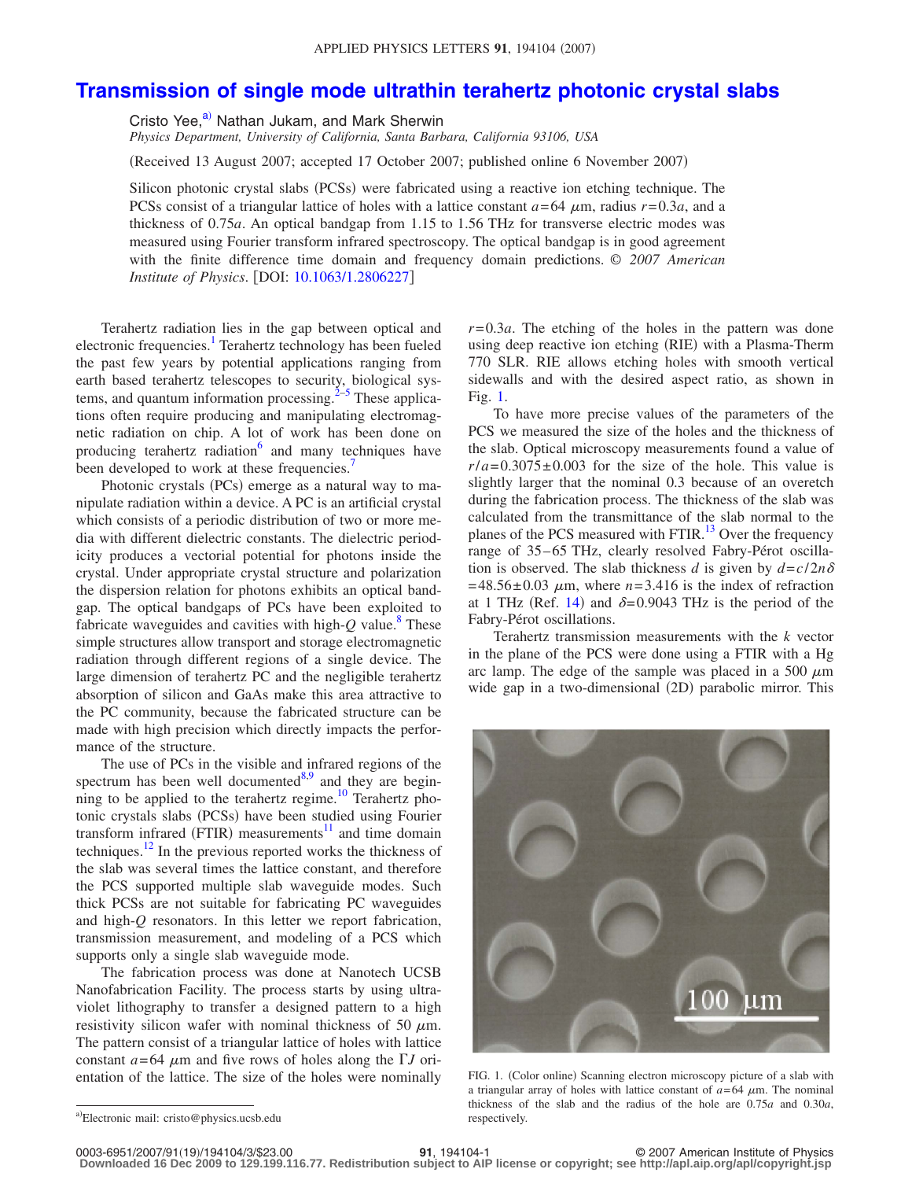# Transmission of single mode ultrathin terahertz photonic crystal slabs

Cristo Yee,[a] Nathan Jukam, and Mark Sherwin

*Physics Department, University of California, Santa Barbara, California 93106, USA*

(Received 13 August 2007; accepted 17 October 2007; published online 6 November 2007)

Silicon photonic crystal slabs (PCSs) were fabricated using a reactive ion etching technique. The PCSs consist of a triangular lattice of holes with a lattice constant $a=64$ μm, radius $r=0.3a$, and a thickness of $0.75a$. An optical bandgap from 1.15 to 1.56 THz for transverse electric modes was measured using Fourier transform infrared spectroscopy. The optical bandgap is in good agreement with the finite difference time domain and frequency domain predictions. © *2007 American Institute of Physics*. [DOI: 10.1063/1.2806227]

Terahertz radiation lies in the gap between optical and electronic frequencies.[1] Terahertz technology has been fueled the past few years by potential applications ranging from earth based terahertz telescopes to security, biological systems, and quantum information processing.[2–5] These applications often require producing and manipulating electromagnetic radiation on chip. A lot of work has been done on producing terahertz radiation[6] and many techniques have been developed to work at these frequencies.[7]

Photonic crystals (PCs) emerge as a natural way to manipulate radiation within a device. A PC is an artificial crystal which consists of a periodic distribution of two or more media with different dielectric constants. The dielectric periodicity produces a vectorial potential for photons inside the crystal. Under appropriate crystal structure and polarization the dispersion relation for photons exhibits an optical bandgap. The optical bandgaps of PCs have been exploited to fabricate waveguides and cavities with high-$Q$ value.[8] These simple structures allow transport and storage electromagnetic radiation through different regions of a single device. The large dimension of terahertz PC and the negligible terahertz absorption of silicon and GaAs make this area attractive to the PC community, because the fabricated structure can be made with high precision which directly impacts the performance of the structure.

The use of PCs in the visible and infrared regions of the spectrum has been well documented[8,9] and they are beginning to be applied to the terahertz regime.[10] Terahertz photonic crystals slabs (PCSs) have been studied using Fourier transform infrared (FTIR) measurements[11] and time domain techniques.[12] In the previous reported works the thickness of the slab was several times the lattice constant, and therefore the PCS supported multiple slab waveguide modes. Such thick PCSs are not suitable for fabricating PC waveguides and high-$Q$ resonators. In this letter we report fabrication, transmission measurement, and modeling of a PCS which supports only a single slab waveguide mode.

The fabrication process was done at Nanotech UCSB Nanofabrication Facility. The process starts by using ultraviolet lithography to transfer a designed pattern to a high resistivity silicon wafer with nominal thickness of 50 μm. The pattern consist of a triangular lattice of holes with lattice constant $a=64$ μm and five rows of holes along the $\Gamma J$ orientation of the lattice. The size of the holes were nominally $r=0.3a$. The etching of the holes in the pattern was done using deep reactive ion etching (RIE) with a Plasma-Therm 770 SLR. RIE allows etching holes with smooth vertical sidewalls and with the desired aspect ratio, as shown in Fig. 1.

To have more precise values of the parameters of the PCS we measured the size of the holes and the thickness of the slab. Optical microscopy measurements found a value of $r/a=0.3075\pm0.003$ for the size of the hole. This value is slightly larger that the nominal 0.3 because of an overetch during the fabrication process. The thickness of the slab was calculated from the transmittance of the slab normal to the planes of the PCS measured with FTIR.[13] Over the frequency range of 35–65 THz, clearly resolved Fabry-Pérot oscillation is observed. The slab thickness $d$ is given by $d=c/2n\delta=48.56\pm0.03$ μm, where $n=3.416$ is the index of refraction at 1 THz (Ref. 14) and $\delta=0.9043$ THz is the period of the Fabry-Pérot oscillations.

Terahertz transmission measurements with the $k$ vector in the plane of the PCS were done using a FTIR with a Hg arc lamp. The edge of the sample was placed in a 500 μm wide gap in a two-dimensional (2D) parabolic mirror. This

FIG. 1. (Color online) Scanning electron microscopy picture of a slab with a triangular array of holes with lattice constant of $a=64$ μm. The nominal thickness of the slab and the radius of the hole are $0.75a$ and $0.30a$, respectively.

[a]Electronic mail: cristo@physics.ucsb.edu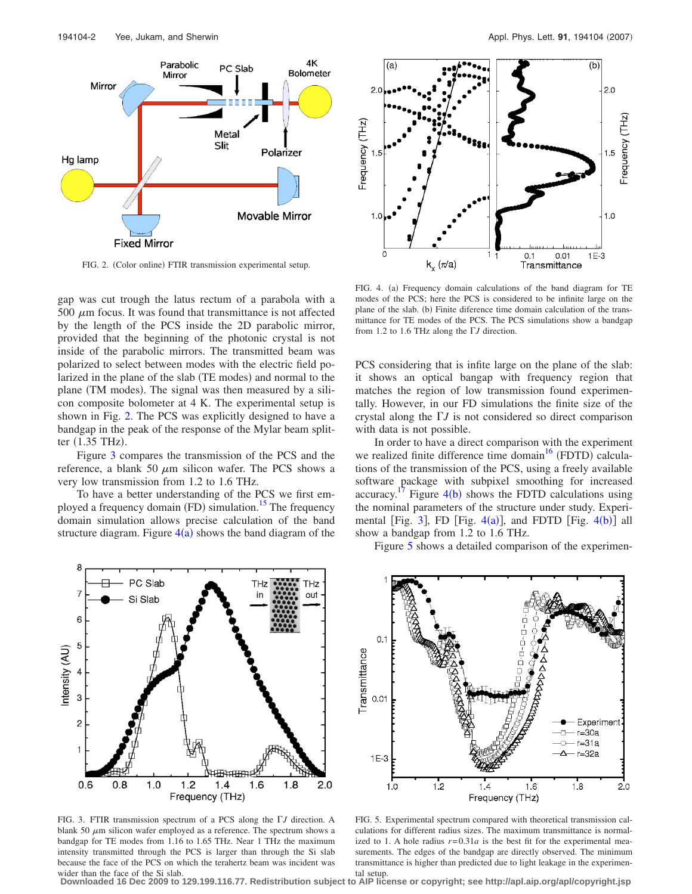FIG. 2. (Color online) FTIR transmission experimental setup.

gap was cut trough the latus rectum of a parabola with a 500 $\mu$m focus. It was found that transmittance is not affected by the length of the PCS inside the 2D parabolic mirror, provided that the beginning of the photonic crystal is not inside of the parabolic mirrors. The transmitted beam was polarized to select between modes with the electric field polarized in the plane of the slab (TE modes) and normal to the plane (TM modes). The signal was then measured by a silicon composite bolometer at 4 K. The experimental setup is shown in Fig. 2. The PCS was explicitly designed to have a bandgap in the peak of the response of the Mylar beam splitter (1.35 THz).

Figure 3 compares the transmission of the PCS and the reference, a blank 50 $\mu$m silicon wafer. The PCS shows a very low transmission from 1.2 to 1.6 THz.

To have a better understanding of the PCS we first employed a frequency domain (FD) simulation.[15] The frequency domain simulation allows precise calculation of the band structure diagram. Figure 4(a) shows the band diagram of the PCS considering that is infite large on the plane of the slab: it shows an optical bangap with frequency region that matches the region of low transmission found experimentally. However, in our FD simulations the finite size of the crystal along the $\Gamma J$ is not considered so direct comparison with data is not possible.

FIG. 4. (a) Frequency domain calculations of the band diagram for TE modes of the PCS; here the PCS is considered to be infinite large on the plane of the slab. (b) Finite diference time domain calculation of the transmittance for TE modes of the PCS. The PCS simulations show a bandgap from 1.2 to 1.6 THz along the $\Gamma J$ direction.

In order to have a direct comparison with the experiment we realized finite difference time domain[16] (FDTD) calculations of the transmission of the PCS, using a freely available software package with subpixel smoothing for increased accuracy.[17] Figure 4(b) shows the FDTD calculations using the nominal parameters of the structure under study. Experimental [Fig. 3], FD [Fig. 4(a)], and FDTD [Fig. 4(b)] all show a bandgap from 1.2 to 1.6 THz.

Figure 5 shows a detailed comparison of the experimen-

FIG. 3. FTIR transmission spectrum of a PCS along the $\Gamma J$ direction. A blank 50 $\mu$m silicon wafer employed as a reference. The spectrum shows a bandgap for TE modes from 1.16 to 1.65 THz. Near 1 THz the maximum intensity transmitted through the PCS is larger than through the Si slab because the face of the PCS on which the terahertz beam was incident was wider than the face of the Si slab.

FIG. 5. Experimental spectrum compared with theoretical transmission calculations for different radius sizes. The maximum transmittance is normalized to 1. A hole radius $r=0.31a$ is the best fit for the experimental measurements. The edges of the bandgap are directly observed. The minimum transmittance is higher than predicted due to light leakage in the experimental setup.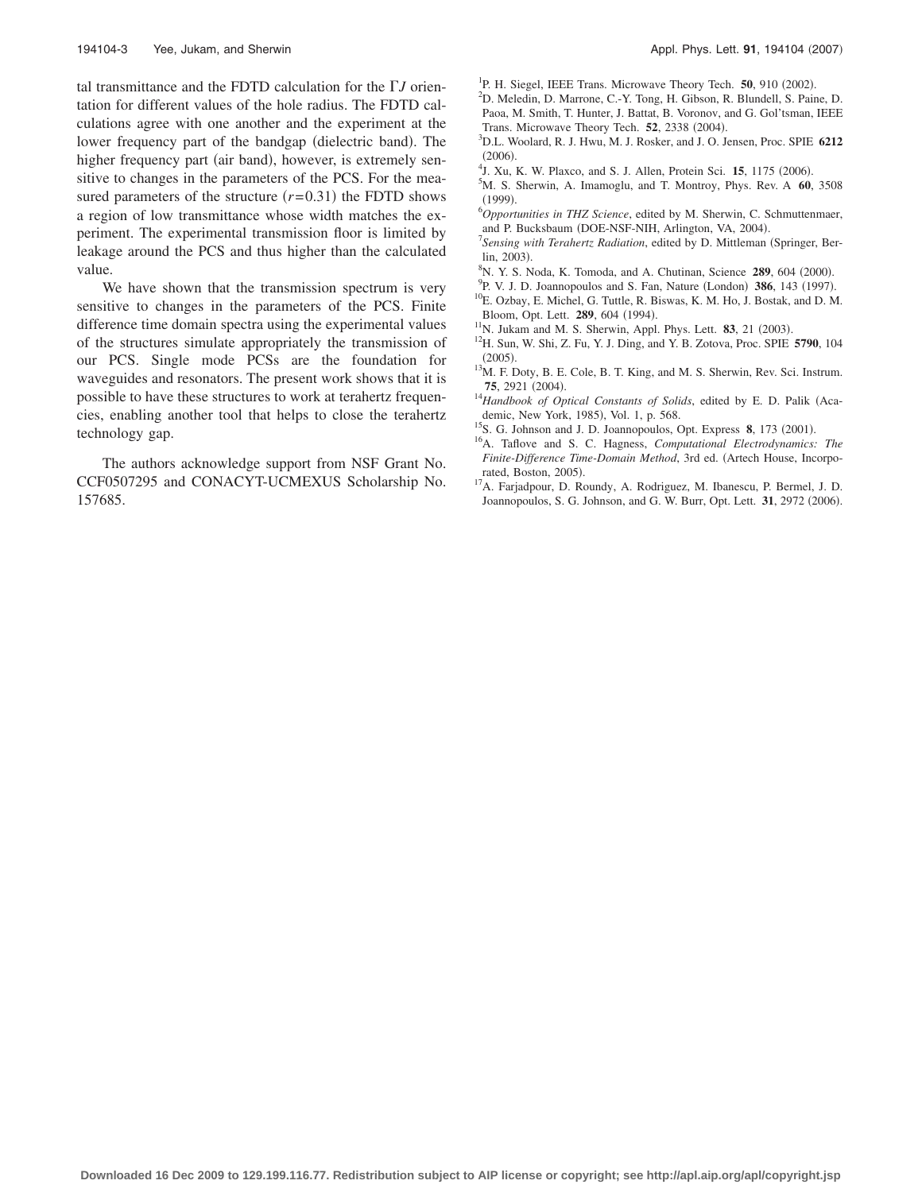tal transmittance and the FDTD calculation for the $\Gamma J$ orientation for different values of the hole radius. The FDTD calculations agree with one another and the experiment at the lower frequency part of the bandgap (dielectric band). The higher frequency part (air band), however, is extremely sensitive to changes in the parameters of the PCS. For the measured parameters of the structure $(r=0.31)$ the FDTD shows a region of low transmittance whose width matches the experiment. The experimental transmission floor is limited by leakage around the PCS and thus higher than the calculated value.

We have shown that the transmission spectrum is very sensitive to changes in the parameters of the PCS. Finite difference time domain spectra using the experimental values of the structures simulate appropriately the transmission of our PCS. Single mode PCSs are the foundation for waveguides and resonators. The present work shows that it is possible to have these structures to work at terahertz frequencies, enabling another tool that helps to close the terahertz technology gap.

The authors acknowledge support from NSF Grant No. CCF0507295 and CONACYT-UCMEXUS Scholarship No. 157685.

[1] P. H. Siegel, IEEE Trans. Microwave Theory Tech. **50**, 910 (2002).
[2] D. Meledin, D. Marrone, C.-Y. Tong, H. Gibson, R. Blundell, S. Paine, D. Paoa, M. Smith, T. Hunter, J. Battat, B. Voronov, and G. Gol'tsman, IEEE Trans. Microwave Theory Tech. **52**, 2338 (2004).
[3] D.L. Woolard, R. J. Hwu, M. J. Rosker, and J. O. Jensen, Proc. SPIE **6212** (2006).
[4] J. Xu, K. W. Plaxco, and S. J. Allen, Protein Sci. **15**, 1175 (2006).
[5] M. S. Sherwin, A. Imamoglu, and T. Montroy, Phys. Rev. A **60**, 3508 (1999).
[6] *Opportunities in THZ Science*, edited by M. Sherwin, C. Schmuttenmaer, and P. Bucksbaum (DOE-NSF-NIH, Arlington, VA, 2004).
[7] *Sensing with Terahertz Radiation*, edited by D. Mittleman (Springer, Berlin, 2003).
[8] N. Y. S. Noda, K. Tomoda, and A. Chutinan, Science **289**, 604 (2000).
[9] P. V. J. D. Joannopoulos and S. Fan, Nature (London) **386**, 143 (1997).
[10] E. Ozbay, E. Michel, G. Tuttle, R. Biswas, K. M. Ho, J. Bostak, and D. M. Bloom, Opt. Lett. **289**, 604 (1994).
[11] N. Jukam and M. S. Sherwin, Appl. Phys. Lett. **83**, 21 (2003).
[12] H. Sun, W. Shi, Z. Fu, Y. J. Ding, and Y. B. Zotova, Proc. SPIE **5790**, 104 (2005).
[13] M. F. Doty, B. E. Cole, B. T. King, and M. S. Sherwin, Rev. Sci. Instrum. **75**, 2921 (2004).
[14] *Handbook of Optical Constants of Solids*, edited by E. D. Palik (Academic, New York, 1985), Vol. 1, p. 568.
[15] S. G. Johnson and J. D. Joannopoulos, Opt. Express **8**, 173 (2001).
[16] A. Taflove and S. C. Hagness, *Computational Electrodynamics: The Finite-Difference Time-Domain Method*, 3rd ed. (Artech House, Incorporated, Boston, 2005).
[17] A. Farjadpour, D. Roundy, A. Rodriguez, M. Ibanescu, P. Bermel, J. D. Joannopoulos, S. G. Johnson, and G. W. Burr, Opt. Lett. **31**, 2972 (2006).